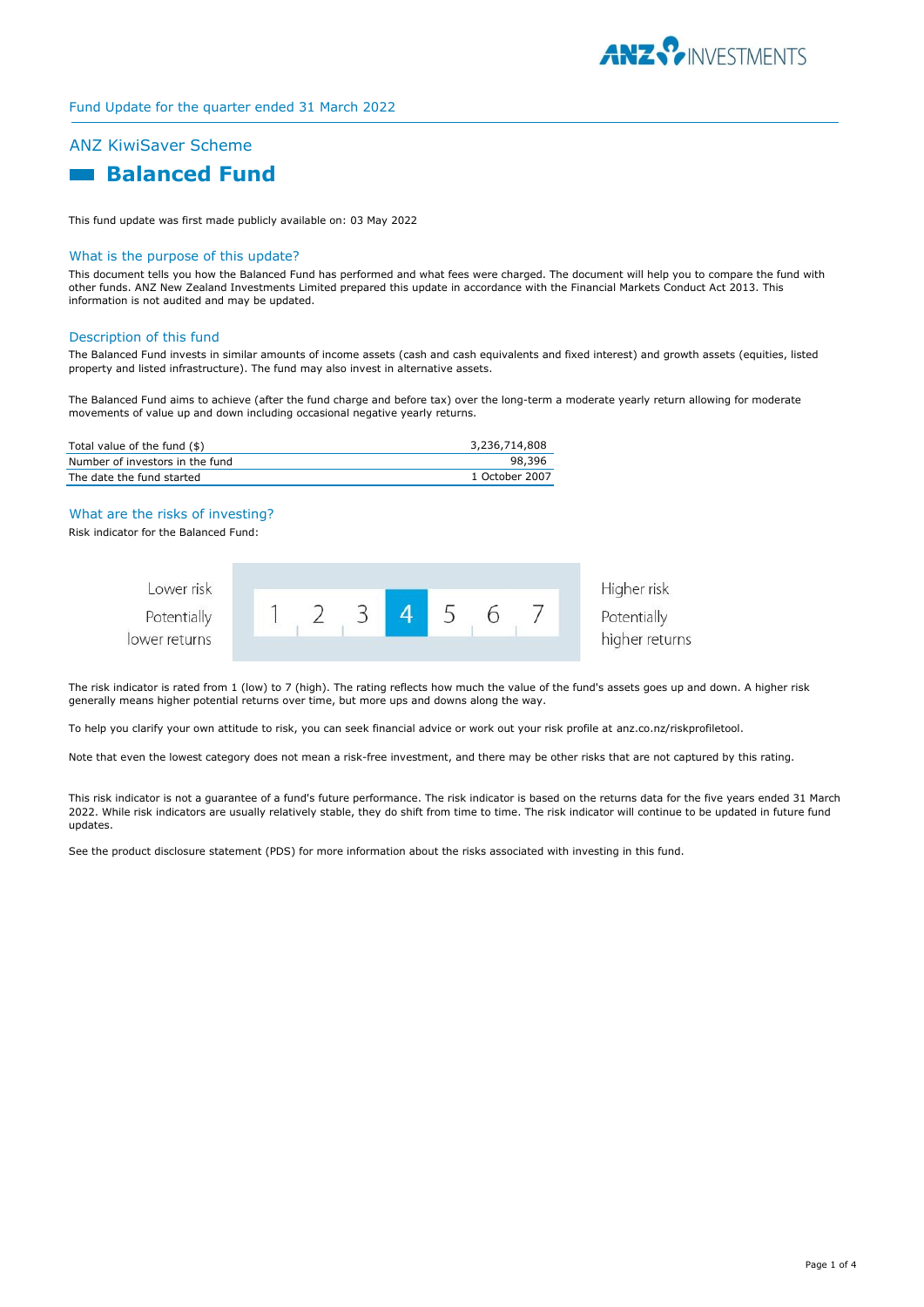Fund Update for the quarter ended 31 March 2022

## ANZ KiwiSaver Scheme

# Balanced Fund

This fund update was first made publicly available on: 03 May 2022

## What is the purpose of this update?

This document tells you how the Balanced Fund has performed and what fees were charged. The document will help you to compare the fund with other funds. ANZ New Zealand Investments Limited prepared this update in accordance with the Financial Markets Conduct Act 2013. This information is not audited and may be updated.

## Description of this fund

The Balanced Fund invests in similar amounts of income assets (cash and cash equivalents and fixed interest) and growth assets (equities, listed property and listed infrastructure). The fund may also invest in alternative assets.

The Balanced Fund aims to achieve (after the fund charge and before tax) over the long-term a moderate yearly return allowing for moderate movements of value up and down including occasional negative yearly returns.

| | |
|---|---|
| Total value of the fund ($) | 3,236,714,808 |
| Number of investors in the fund | 98,396 |
| The date the fund started | 1 October 2007 |

## What are the risks of investing?

Risk indicator for the Balanced Fund:

| Lower risk<br>Potentially lower returns | 1 | 2 | 3 | **4** | 5 | 6 | 7 | Higher risk<br>Potentially higher returns |
|---|---|---|---|---|---|---|---|---|

The risk indicator is rated from 1 (low) to 7 (high). The rating reflects how much the value of the fund's assets goes up and down. A higher risk generally means higher potential returns over time, but more ups and downs along the way.

To help you clarify your own attitude to risk, you can seek financial advice or work out your risk profile at anz.co.nz/riskprofiletool.

Note that even the lowest category does not mean a risk-free investment, and there may be other risks that are not captured by this rating.

This risk indicator is not a guarantee of a fund's future performance. The risk indicator is based on the returns data for the five years ended 31 March 2022. While risk indicators are usually relatively stable, they do shift from time to time. The risk indicator will continue to be updated in future fund updates.

See the product disclosure statement (PDS) for more information about the risks associated with investing in this fund.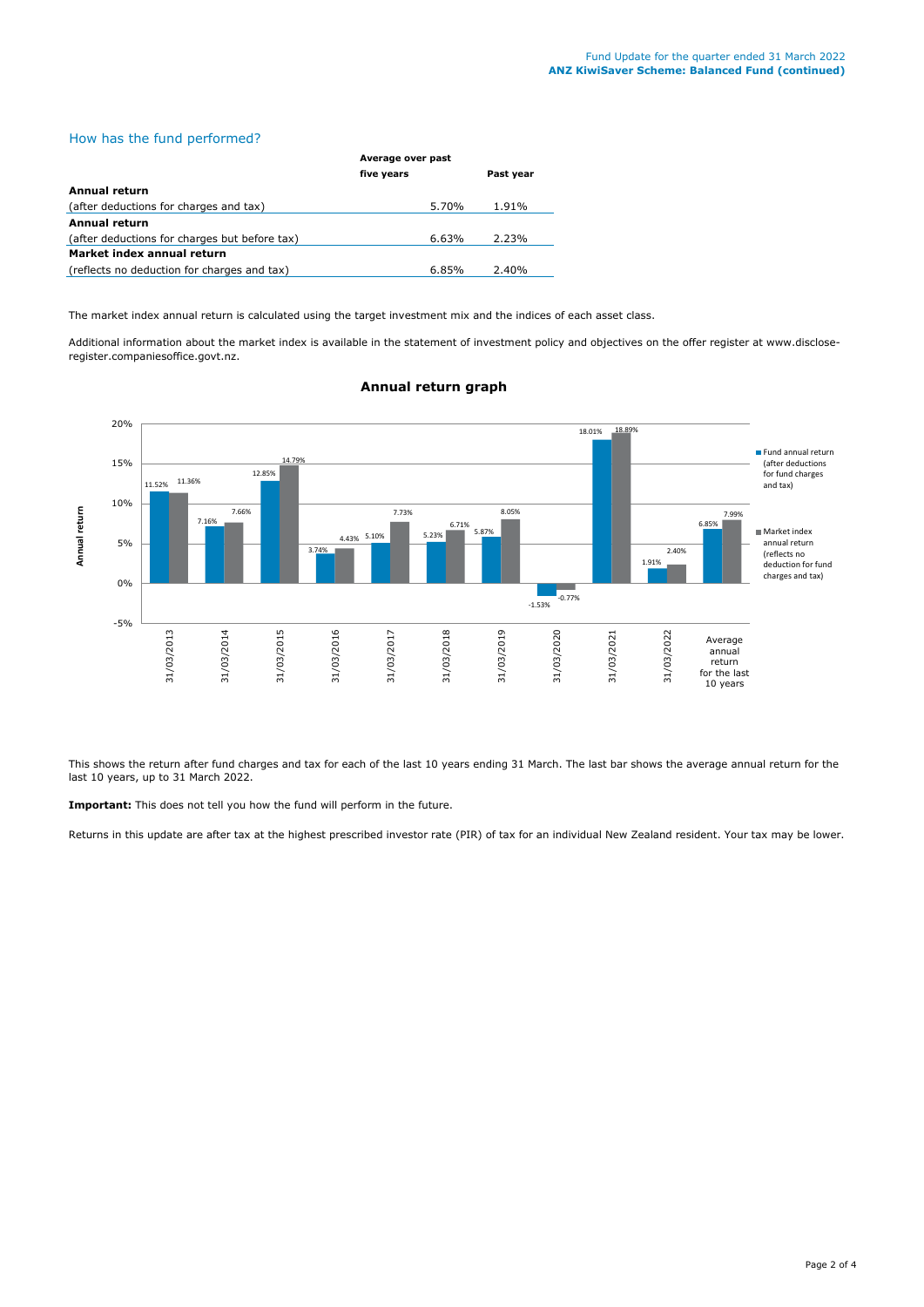## How has the fund performed?

| | Average over past five years | Past year |
|---|---|---|
| **Annual return** | | |
| (after deductions for charges and tax) | 5.70% | 1.91% |
| **Annual return** | | |
| (after deductions for charges but before tax) | 6.63% | 2.23% |
| **Market index annual return** | | |
| (reflects no deduction for charges and tax) | 6.85% | 2.40% |

The market index annual return is calculated using the target investment mix and the indices of each asset class.

Additional information about the market index is available in the statement of investment policy and objectives on the offer register at www.disclose-register.companiesoffice.govt.nz.

### Annual return graph

| | Fund annual return (after deductions for fund charges and tax) | Market index annual return (reflects no deduction for fund charges and tax) |
|---|---|---|
| 31/03/2013 | 11.52% | 11.36% |
| 31/03/2014 | 7.16% | 7.66% |
| 31/03/2015 | 12.85% | 14.79% |
| 31/03/2016 | 3.74% | 4.43% |
| 31/03/2017 | 5.10% | 7.73% |
| 31/03/2018 | 5.23% | 6.71% |
| 31/03/2019 | 5.87% | 8.05% |
| 31/03/2020 | -1.53% | -0.77% |
| 31/03/2021 | 18.01% | 18.89% |
| 31/03/2022 | 1.91% | 2.40% |
| Average annual return for the last 10 years | 6.85% | 7.99% |

This shows the return after fund charges and tax for each of the last 10 years ending 31 March. The last bar shows the average annual return for the last 10 years, up to 31 March 2022.

**Important:** This does not tell you how the fund will perform in the future.

Returns in this update are after tax at the highest prescribed investor rate (PIR) of tax for an individual New Zealand resident. Your tax may be lower.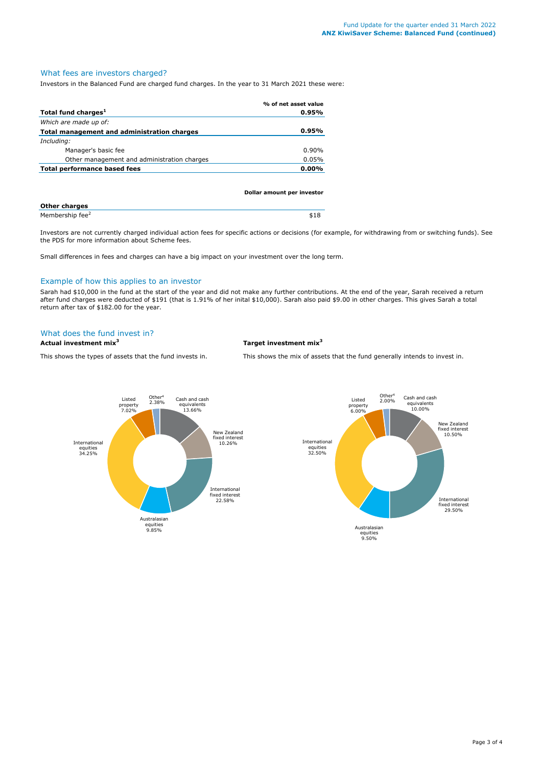## What fees are investors charged?

Investors in the Balanced Fund are charged fund charges. In the year to 31 March 2021 these were:

| | % of net asset value |
|---|---|
| **Total fund charges**[1] | **0.95%** |
| *Which are made up of:* | |
| **Total management and administration charges** | **0.95%** |
| *Including:* | |
| Manager's basic fee | 0.90% |
| Other management and administration charges | 0.05% |
| **Total performance based fees** | **0.00%** |

| | Dollar amount per investor |
|---|---|
| **Other charges** | |
| Membership fee[2] | $18 |

Investors are not currently charged individual action fees for specific actions or decisions (for example, for withdrawing from or switching funds). See the PDS for more information about Scheme fees.

Small differences in fees and charges can have a big impact on your investment over the long term.

## Example of how this applies to an investor

Sarah had $10,000 in the fund at the start of the year and did not make any further contributions. At the end of the year, Sarah received a return after fund charges were deducted of $191 (that is 1.91% of her inital $10,000). Sarah also paid $9.00 in other charges. This gives Sarah a total return after tax of $182.00 for the year.

## What does the fund invest in?

### Actual investment mix[3]

This shows the types of assets that the fund invests in.

| Asset | % |
|---|---|
| Cash and cash equivalents | 13.66% |
| New Zealand fixed interest | 10.26% |
| International fixed interest | 22.58% |
| Australasian equities | 9.85% |
| International equities | 34.25% |
| Listed property | 7.02% |
| Other[4] | 2.38% |

### Target investment mix[3]

This shows the mix of assets that the fund generally intends to invest in.

| Asset | % |
|---|---|
| Cash and cash equivalents | 10.00% |
| New Zealand fixed interest | 10.50% |
| International fixed interest | 29.50% |
| Australasian equities | 9.50% |
| International equities | 32.50% |
| Listed property | 6.00% |
| Other[4] | 2.00% |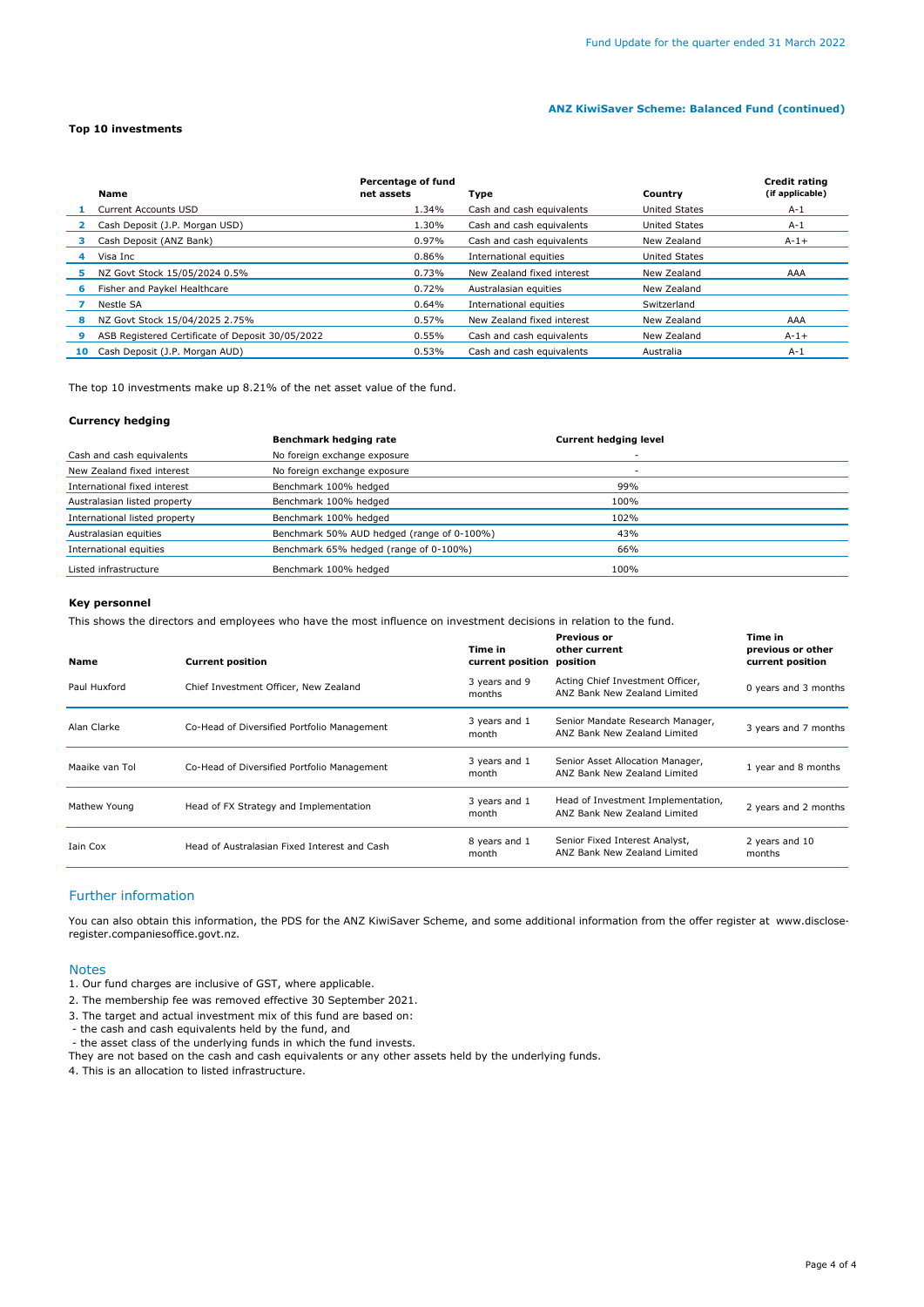**ANZ KiwiSaver Scheme: Balanced Fund (continued)**

### Top 10 investments

| | Name | Percentage of fund net assets | Type | Country | Credit rating (if applicable) |
|---|---|---|---|---|---|
| 1 | Current Accounts USD | 1.34% | Cash and cash equivalents | United States | A-1 |
| 2 | Cash Deposit (J.P. Morgan USD) | 1.30% | Cash and cash equivalents | United States | A-1 |
| 3 | Cash Deposit (ANZ Bank) | 0.97% | Cash and cash equivalents | New Zealand | A-1+ |
| 4 | Visa Inc | 0.86% | International equities | United States | |
| 5 | NZ Govt Stock 15/05/2024 0.5% | 0.73% | New Zealand fixed interest | New Zealand | AAA |
| 6 | Fisher and Paykel Healthcare | 0.72% | Australasian equities | New Zealand | |
| 7 | Nestle SA | 0.64% | International equities | Switzerland | |
| 8 | NZ Govt Stock 15/04/2025 2.75% | 0.57% | New Zealand fixed interest | New Zealand | AAA |
| 9 | ASB Registered Certificate of Deposit 30/05/2022 | 0.55% | Cash and cash equivalents | New Zealand | A-1+ |
| 10 | Cash Deposit (J.P. Morgan AUD) | 0.53% | Cash and cash equivalents | Australia | A-1 |

The top 10 investments make up 8.21% of the net asset value of the fund.

### Currency hedging

| | Benchmark hedging rate | Current hedging level |
|---|---|---|
| Cash and cash equivalents | No foreign exchange exposure | - |
| New Zealand fixed interest | No foreign exchange exposure | - |
| International fixed interest | Benchmark 100% hedged | 99% |
| Australasian listed property | Benchmark 100% hedged | 100% |
| International listed property | Benchmark 100% hedged | 102% |
| Australasian equities | Benchmark 50% AUD hedged (range of 0-100%) | 43% |
| International equities | Benchmark 65% hedged (range of 0-100%) | 66% |
| Listed infrastructure | Benchmark 100% hedged | 100% |

### Key personnel

This shows the directors and employees who have the most influence on investment decisions in relation to the fund.

| Name | Current position | Time in current position | Previous or other current position | Time in previous or other current position |
|---|---|---|---|---|
| Paul Huxford | Chief Investment Officer, New Zealand | 3 years and 9 months | Acting Chief Investment Officer, ANZ Bank New Zealand Limited | 0 years and 3 months |
| Alan Clarke | Co-Head of Diversified Portfolio Management | 3 years and 1 month | Senior Mandate Research Manager, ANZ Bank New Zealand Limited | 3 years and 7 months |
| Maaike van Tol | Co-Head of Diversified Portfolio Management | 3 years and 1 month | Senior Asset Allocation Manager, ANZ Bank New Zealand Limited | 1 year and 8 months |
| Mathew Young | Head of FX Strategy and Implementation | 3 years and 1 month | Head of Investment Implementation, ANZ Bank New Zealand Limited | 2 years and 2 months |
| Iain Cox | Head of Australasian Fixed Interest and Cash | 8 years and 1 month | Senior Fixed Interest Analyst, ANZ Bank New Zealand Limited | 2 years and 10 months |

## Further information

You can also obtain this information, the PDS for the ANZ KiwiSaver Scheme, and some additional information from the offer register at www.disclose-register.companiesoffice.govt.nz.

## Notes

1. Our fund charges are inclusive of GST, where applicable.
2. The membership fee was removed effective 30 September 2021.
3. The target and actual investment mix of this fund are based on:
 - the cash and cash equivalents held by the fund, and
 - the asset class of the underlying funds in which the fund invests.

They are not based on the cash and cash equivalents or any other assets held by the underlying funds.

4. This is an allocation to listed infrastructure.